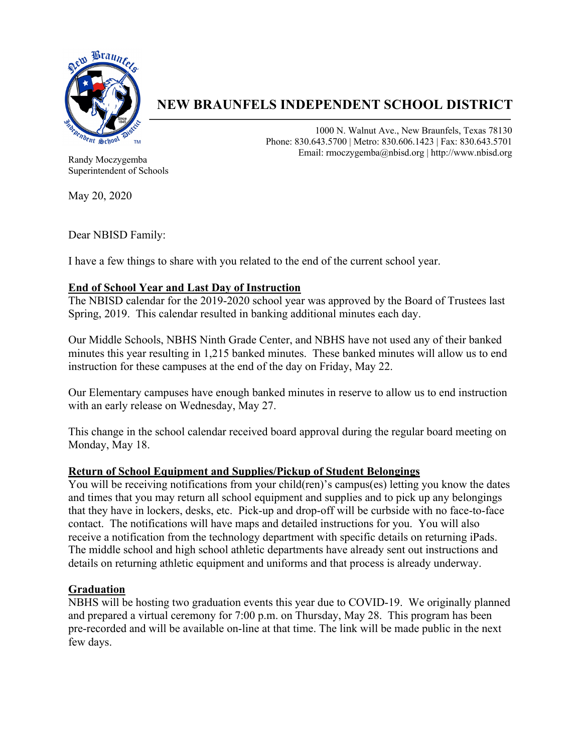# NEW BRAUNFELS INDEPENDENT SCHOOL DISTRICT

1000 N. Walnut Ave., New Braunfels, Texas 78130
Phone: 830.643.5700 | Metro: 830.606.1423 | Fax: 830.643.5701
Email: rmoczygemba@nbisd.org | http://www.nbisd.org

Randy Moczygemba
Superintendent of Schools

May 20, 2020

Dear NBISD Family:

I have a few things to share with you related to the end of the current school year.

## End of School Year and Last Day of Instruction

The NBISD calendar for the 2019-2020 school year was approved by the Board of Trustees last Spring, 2019. This calendar resulted in banking additional minutes each day.

Our Middle Schools, NBHS Ninth Grade Center, and NBHS have not used any of their banked minutes this year resulting in 1,215 banked minutes. These banked minutes will allow us to end instruction for these campuses at the end of the day on Friday, May 22.

Our Elementary campuses have enough banked minutes in reserve to allow us to end instruction with an early release on Wednesday, May 27.

This change in the school calendar received board approval during the regular board meeting on Monday, May 18.

## Return of School Equipment and Supplies/Pickup of Student Belongings

You will be receiving notifications from your child(ren)'s campus(es) letting you know the dates and times that you may return all school equipment and supplies and to pick up any belongings that they have in lockers, desks, etc. Pick-up and drop-off will be curbside with no face-to-face contact. The notifications will have maps and detailed instructions for you. You will also receive a notification from the technology department with specific details on returning iPads. The middle school and high school athletic departments have already sent out instructions and details on returning athletic equipment and uniforms and that process is already underway.

## Graduation

NBHS will be hosting two graduation events this year due to COVID-19. We originally planned and prepared a virtual ceremony for 7:00 p.m. on Thursday, May 28. This program has been pre-recorded and will be available on-line at that time. The link will be made public in the next few days.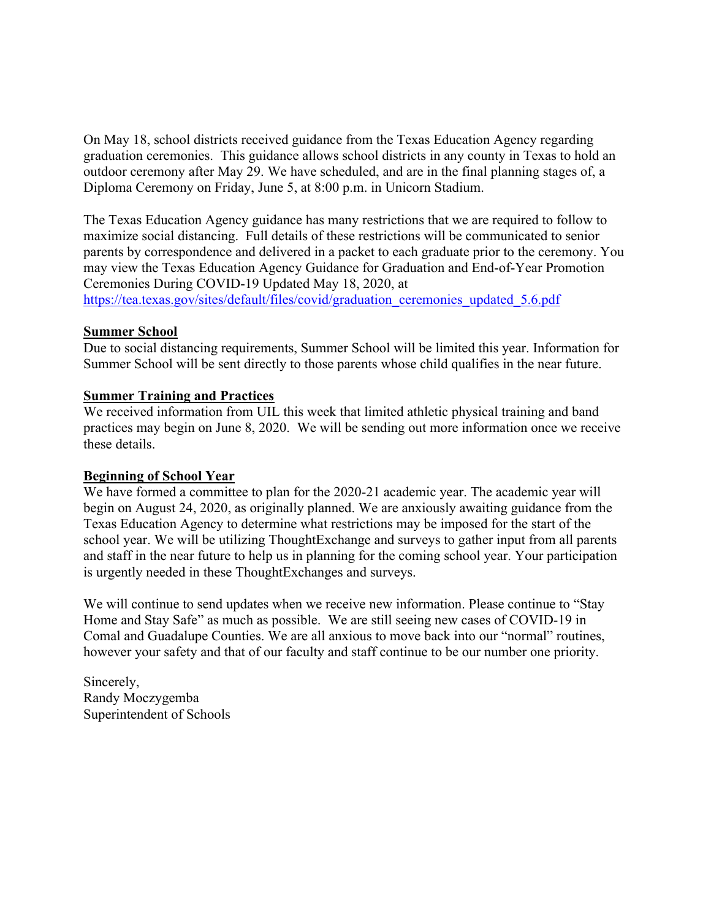On May 18, school districts received guidance from the Texas Education Agency regarding graduation ceremonies. This guidance allows school districts in any county in Texas to hold an outdoor ceremony after May 29. We have scheduled, and are in the final planning stages of, a Diploma Ceremony on Friday, June 5, at 8:00 p.m. in Unicorn Stadium.

The Texas Education Agency guidance has many restrictions that we are required to follow to maximize social distancing. Full details of these restrictions will be communicated to senior parents by correspondence and delivered in a packet to each graduate prior to the ceremony. You may view the Texas Education Agency Guidance for Graduation and End-of-Year Promotion Ceremonies During COVID-19 Updated May 18, 2020, at https://tea.texas.gov/sites/default/files/covid/graduation_ceremonies_updated_5.6.pdf

**Summer School**

Due to social distancing requirements, Summer School will be limited this year. Information for Summer School will be sent directly to those parents whose child qualifies in the near future.

**Summer Training and Practices**

We received information from UIL this week that limited athletic physical training and band practices may begin on June 8, 2020. We will be sending out more information once we receive these details.

**Beginning of School Year**

We have formed a committee to plan for the 2020-21 academic year. The academic year will begin on August 24, 2020, as originally planned. We are anxiously awaiting guidance from the Texas Education Agency to determine what restrictions may be imposed for the start of the school year. We will be utilizing ThoughtExchange and surveys to gather input from all parents and staff in the near future to help us in planning for the coming school year. Your participation is urgently needed in these ThoughtExchanges and surveys.

We will continue to send updates when we receive new information. Please continue to "Stay Home and Stay Safe" as much as possible. We are still seeing new cases of COVID-19 in Comal and Guadalupe Counties. We are all anxious to move back into our "normal" routines, however your safety and that of our faculty and staff continue to be our number one priority.

Sincerely,
Randy Moczygemba
Superintendent of Schools